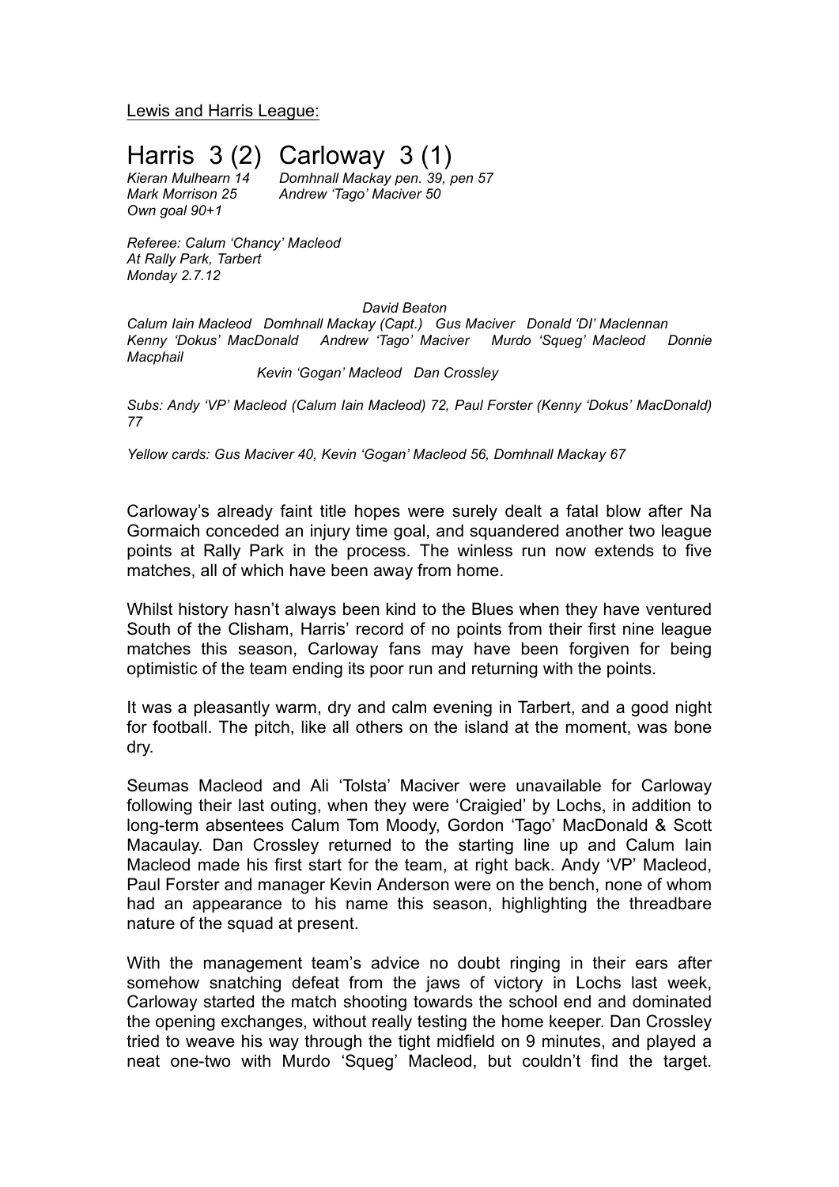Lewis and Harris League:

# Harris 3 (2) Carloway 3 (1)

*Kieran Mulhearn 14* *Domhnall Mackay pen. 39, pen 57*
*Mark Morrison 25* *Andrew 'Tago' Maciver 50*
*Own goal 90+1*

*Referee: Calum 'Chancy' Macleod*
*At Rally Park, Tarbert*
*Monday 2.7.12*

*David Beaton*
*Calum Iain Macleod Domhnall Mackay (Capt.) Gus Maciver Donald 'DI' Maclennan*
*Kenny 'Dokus' MacDonald Andrew 'Tago' Maciver Murdo 'Squeg' Macleod Donnie Macphail*
*Kevin 'Gogan' Macleod Dan Crossley*

*Subs: Andy 'VP' Macleod (Calum Iain Macleod) 72, Paul Forster (Kenny 'Dokus' MacDonald) 77*

*Yellow cards: Gus Maciver 40, Kevin 'Gogan' Macleod 56, Domhnall Mackay 67*

Carloway's already faint title hopes were surely dealt a fatal blow after Na Gormaich conceded an injury time goal, and squandered another two league points at Rally Park in the process. The winless run now extends to five matches, all of which have been away from home.

Whilst history hasn't always been kind to the Blues when they have ventured South of the Clisham, Harris' record of no points from their first nine league matches this season, Carloway fans may have been forgiven for being optimistic of the team ending its poor run and returning with the points.

It was a pleasantly warm, dry and calm evening in Tarbert, and a good night for football. The pitch, like all others on the island at the moment, was bone dry.

Seumas Macleod and Ali 'Tolsta' Maciver were unavailable for Carloway following their last outing, when they were 'Craigied' by Lochs, in addition to long-term absentees Calum Tom Moody, Gordon 'Tago' MacDonald & Scott Macaulay. Dan Crossley returned to the starting line up and Calum Iain Macleod made his first start for the team, at right back. Andy 'VP' Macleod, Paul Forster and manager Kevin Anderson were on the bench, none of whom had an appearance to his name this season, highlighting the threadbare nature of the squad at present.

With the management team's advice no doubt ringing in their ears after somehow snatching defeat from the jaws of victory in Lochs last week, Carloway started the match shooting towards the school end and dominated the opening exchanges, without really testing the home keeper. Dan Crossley tried to weave his way through the tight midfield on 9 minutes, and played a neat one-two with Murdo 'Squeg' Macleod, but couldn't find the target.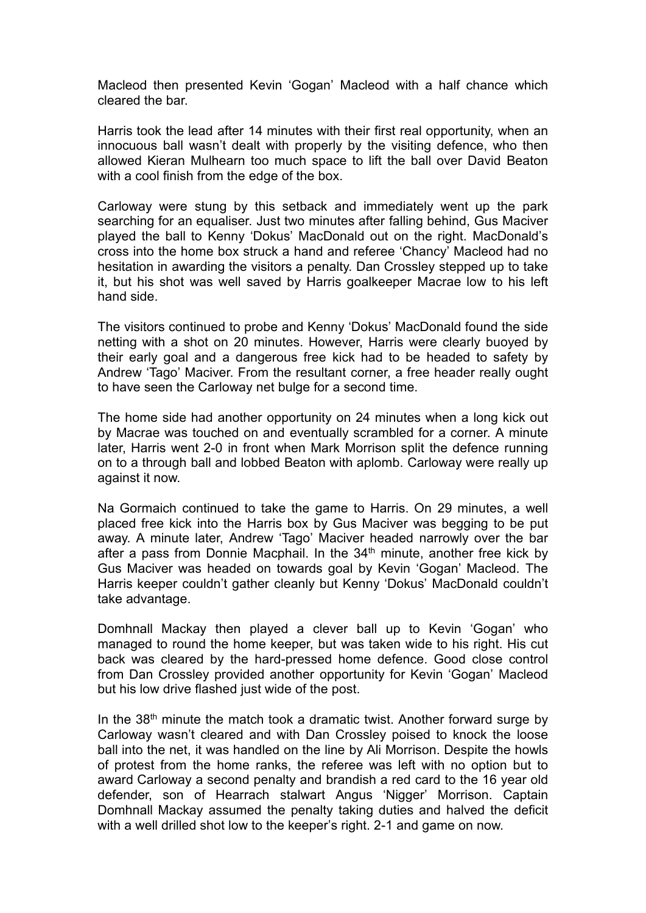Macleod then presented Kevin 'Gogan' Macleod with a half chance which cleared the bar.

Harris took the lead after 14 minutes with their first real opportunity, when an innocuous ball wasn't dealt with properly by the visiting defence, who then allowed Kieran Mulhearn too much space to lift the ball over David Beaton with a cool finish from the edge of the box.

Carloway were stung by this setback and immediately went up the park searching for an equaliser. Just two minutes after falling behind, Gus Maciver played the ball to Kenny 'Dokus' MacDonald out on the right. MacDonald's cross into the home box struck a hand and referee 'Chancy' Macleod had no hesitation in awarding the visitors a penalty. Dan Crossley stepped up to take it, but his shot was well saved by Harris goalkeeper Macrae low to his left hand side.

The visitors continued to probe and Kenny 'Dokus' MacDonald found the side netting with a shot on 20 minutes. However, Harris were clearly buoyed by their early goal and a dangerous free kick had to be headed to safety by Andrew 'Tago' Maciver. From the resultant corner, a free header really ought to have seen the Carloway net bulge for a second time.

The home side had another opportunity on 24 minutes when a long kick out by Macrae was touched on and eventually scrambled for a corner. A minute later, Harris went 2-0 in front when Mark Morrison split the defence running on to a through ball and lobbed Beaton with aplomb. Carloway were really up against it now.

Na Gormaich continued to take the game to Harris. On 29 minutes, a well placed free kick into the Harris box by Gus Maciver was begging to be put away. A minute later, Andrew 'Tago' Maciver headed narrowly over the bar after a pass from Donnie Macphail. In the 34th minute, another free kick by Gus Maciver was headed on towards goal by Kevin 'Gogan' Macleod. The Harris keeper couldn't gather cleanly but Kenny 'Dokus' MacDonald couldn't take advantage.

Domhnall Mackay then played a clever ball up to Kevin 'Gogan' who managed to round the home keeper, but was taken wide to his right. His cut back was cleared by the hard-pressed home defence. Good close control from Dan Crossley provided another opportunity for Kevin 'Gogan' Macleod but his low drive flashed just wide of the post.

In the 38th minute the match took a dramatic twist. Another forward surge by Carloway wasn't cleared and with Dan Crossley poised to knock the loose ball into the net, it was handled on the line by Ali Morrison. Despite the howls of protest from the home ranks, the referee was left with no option but to award Carloway a second penalty and brandish a red card to the 16 year old defender, son of Hearrach stalwart Angus 'Nigger' Morrison. Captain Domhnall Mackay assumed the penalty taking duties and halved the deficit with a well drilled shot low to the keeper's right. 2-1 and game on now.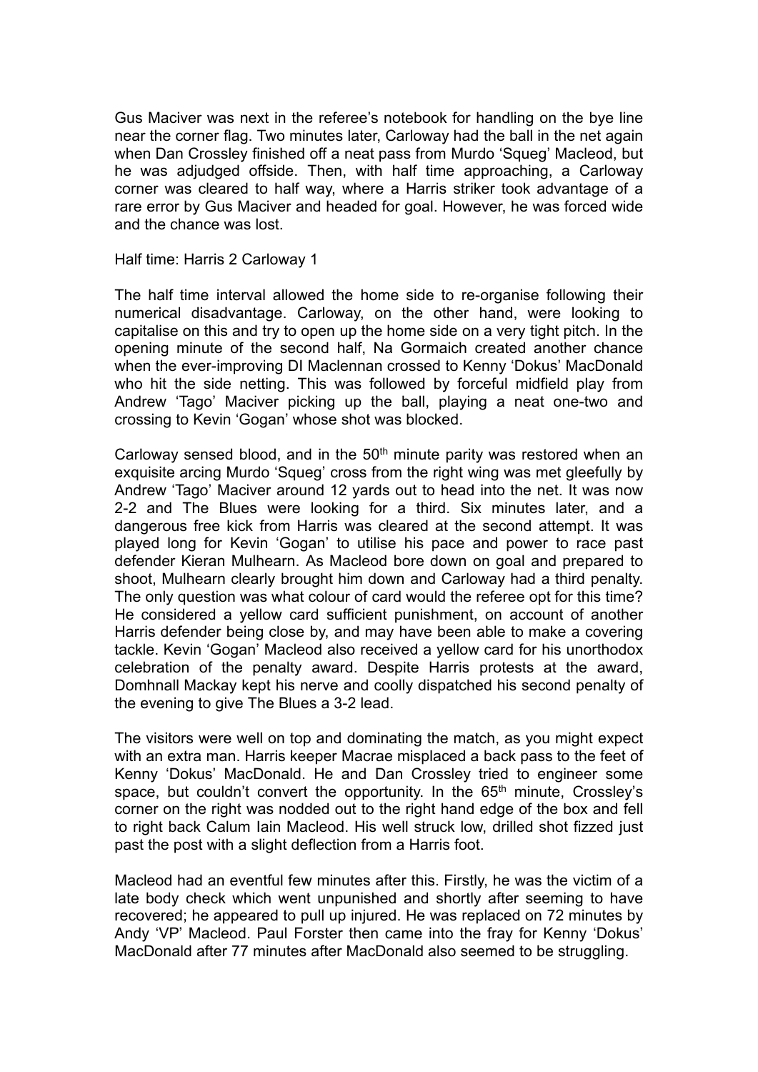Gus Maciver was next in the referee's notebook for handling on the bye line near the corner flag. Two minutes later, Carloway had the ball in the net again when Dan Crossley finished off a neat pass from Murdo 'Squeg' Macleod, but he was adjudged offside. Then, with half time approaching, a Carloway corner was cleared to half way, where a Harris striker took advantage of a rare error by Gus Maciver and headed for goal. However, he was forced wide and the chance was lost.

Half time: Harris 2 Carloway 1

The half time interval allowed the home side to re-organise following their numerical disadvantage. Carloway, on the other hand, were looking to capitalise on this and try to open up the home side on a very tight pitch. In the opening minute of the second half, Na Gormaich created another chance when the ever-improving DI Maclennan crossed to Kenny 'Dokus' MacDonald who hit the side netting. This was followed by forceful midfield play from Andrew 'Tago' Maciver picking up the ball, playing a neat one-two and crossing to Kevin 'Gogan' whose shot was blocked.

Carloway sensed blood, and in the 50th minute parity was restored when an exquisite arcing Murdo 'Squeg' cross from the right wing was met gleefully by Andrew 'Tago' Maciver around 12 yards out to head into the net. It was now 2-2 and The Blues were looking for a third. Six minutes later, and a dangerous free kick from Harris was cleared at the second attempt. It was played long for Kevin 'Gogan' to utilise his pace and power to race past defender Kieran Mulhearn. As Macleod bore down on goal and prepared to shoot, Mulhearn clearly brought him down and Carloway had a third penalty. The only question was what colour of card would the referee opt for this time? He considered a yellow card sufficient punishment, on account of another Harris defender being close by, and may have been able to make a covering tackle. Kevin 'Gogan' Macleod also received a yellow card for his unorthodox celebration of the penalty award. Despite Harris protests at the award, Domhnall Mackay kept his nerve and coolly dispatched his second penalty of the evening to give The Blues a 3-2 lead.

The visitors were well on top and dominating the match, as you might expect with an extra man. Harris keeper Macrae misplaced a back pass to the feet of Kenny 'Dokus' MacDonald. He and Dan Crossley tried to engineer some space, but couldn't convert the opportunity. In the 65th minute, Crossley's corner on the right was nodded out to the right hand edge of the box and fell to right back Calum Iain Macleod. His well struck low, drilled shot fizzed just past the post with a slight deflection from a Harris foot.

Macleod had an eventful few minutes after this. Firstly, he was the victim of a late body check which went unpunished and shortly after seeming to have recovered; he appeared to pull up injured. He was replaced on 72 minutes by Andy 'VP' Macleod. Paul Forster then came into the fray for Kenny 'Dokus' MacDonald after 77 minutes after MacDonald also seemed to be struggling.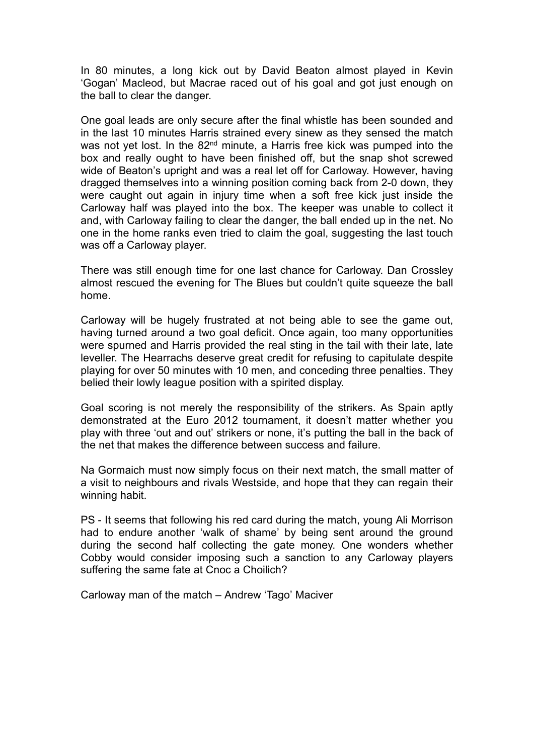In 80 minutes, a long kick out by David Beaton almost played in Kevin 'Gogan' Macleod, but Macrae raced out of his goal and got just enough on the ball to clear the danger.

One goal leads are only secure after the final whistle has been sounded and in the last 10 minutes Harris strained every sinew as they sensed the match was not yet lost. In the 82nd minute, a Harris free kick was pumped into the box and really ought to have been finished off, but the snap shot screwed wide of Beaton's upright and was a real let off for Carloway. However, having dragged themselves into a winning position coming back from 2-0 down, they were caught out again in injury time when a soft free kick just inside the Carloway half was played into the box. The keeper was unable to collect it and, with Carloway failing to clear the danger, the ball ended up in the net. No one in the home ranks even tried to claim the goal, suggesting the last touch was off a Carloway player.

There was still enough time for one last chance for Carloway. Dan Crossley almost rescued the evening for The Blues but couldn't quite squeeze the ball home.

Carloway will be hugely frustrated at not being able to see the game out, having turned around a two goal deficit. Once again, too many opportunities were spurned and Harris provided the real sting in the tail with their late, late leveller. The Hearrachs deserve great credit for refusing to capitulate despite playing for over 50 minutes with 10 men, and conceding three penalties. They belied their lowly league position with a spirited display.

Goal scoring is not merely the responsibility of the strikers. As Spain aptly demonstrated at the Euro 2012 tournament, it doesn't matter whether you play with three 'out and out' strikers or none, it's putting the ball in the back of the net that makes the difference between success and failure.

Na Gormaich must now simply focus on their next match, the small matter of a visit to neighbours and rivals Westside, and hope that they can regain their winning habit.

PS - It seems that following his red card during the match, young Ali Morrison had to endure another 'walk of shame' by being sent around the ground during the second half collecting the gate money. One wonders whether Cobby would consider imposing such a sanction to any Carloway players suffering the same fate at Cnoc a Choilich?

Carloway man of the match – Andrew 'Tago' Maciver